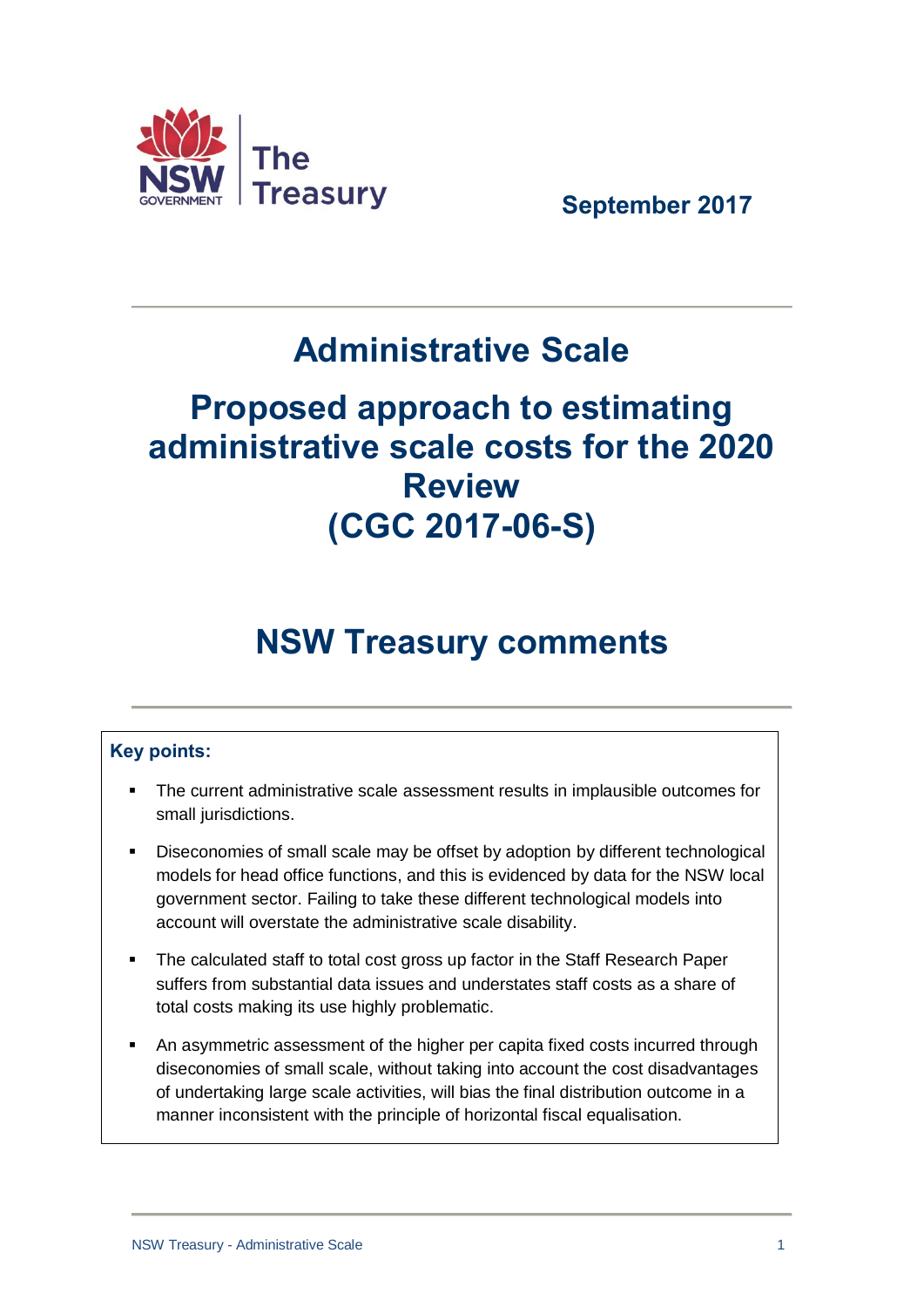The Treasury

September 2017

# Administrative Scale

# Proposed approach to estimating administrative scale costs for the 2020 Review (CGC 2017-06-S)

# NSW Treasury comments

**Key points:**

- The current administrative scale assessment results in implausible outcomes for small jurisdictions.
- Diseconomies of small scale may be offset by adoption by different technological models for head office functions, and this is evidenced by data for the NSW local government sector. Failing to take these different technological models into account will overstate the administrative scale disability.
- The calculated staff to total cost gross up factor in the Staff Research Paper suffers from substantial data issues and understates staff costs as a share of total costs making its use highly problematic.
- An asymmetric assessment of the higher per capita fixed costs incurred through diseconomies of small scale, without taking into account the cost disadvantages of undertaking large scale activities, will bias the final distribution outcome in a manner inconsistent with the principle of horizontal fiscal equalisation.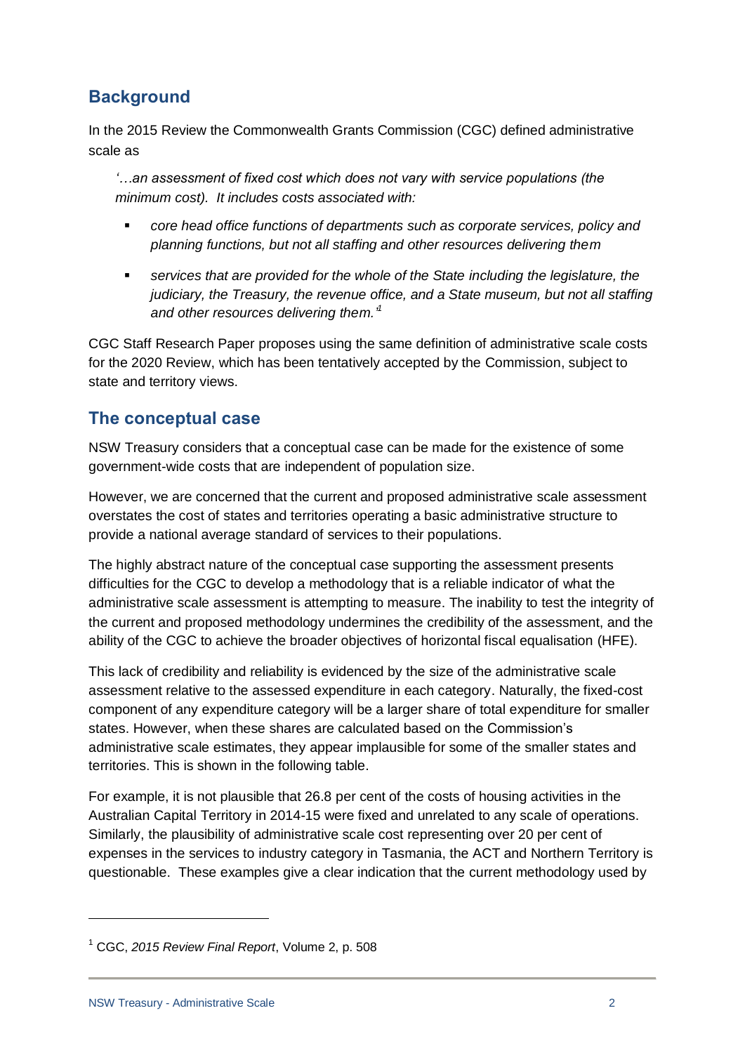## Background

In the 2015 Review the Commonwealth Grants Commission (CGC) defined administrative scale as

> *'…an assessment of fixed cost which does not vary with service populations (the minimum cost). It includes costs associated with:*
>
> - *core head office functions of departments such as corporate services, policy and planning functions, but not all staffing and other resources delivering them*
> - *services that are provided for the whole of the State including the legislature, the judiciary, the Treasury, the revenue office, and a State museum, but not all staffing and other resources delivering them.'*[1]

CGC Staff Research Paper proposes using the same definition of administrative scale costs for the 2020 Review, which has been tentatively accepted by the Commission, subject to state and territory views.

## The conceptual case

NSW Treasury considers that a conceptual case can be made for the existence of some government-wide costs that are independent of population size.

However, we are concerned that the current and proposed administrative scale assessment overstates the cost of states and territories operating a basic administrative structure to provide a national average standard of services to their populations.

The highly abstract nature of the conceptual case supporting the assessment presents difficulties for the CGC to develop a methodology that is a reliable indicator of what the administrative scale assessment is attempting to measure. The inability to test the integrity of the current and proposed methodology undermines the credibility of the assessment, and the ability of the CGC to achieve the broader objectives of horizontal fiscal equalisation (HFE).

This lack of credibility and reliability is evidenced by the size of the administrative scale assessment relative to the assessed expenditure in each category. Naturally, the fixed-cost component of any expenditure category will be a larger share of total expenditure for smaller states. However, when these shares are calculated based on the Commission's administrative scale estimates, they appear implausible for some of the smaller states and territories. This is shown in the following table.

For example, it is not plausible that 26.8 per cent of the costs of housing activities in the Australian Capital Territory in 2014-15 were fixed and unrelated to any scale of operations. Similarly, the plausibility of administrative scale cost representing over 20 per cent of expenses in the services to industry category in Tasmania, the ACT and Northern Territory is questionable. These examples give a clear indication that the current methodology used by

---

[1] CGC, *2015 Review Final Report*, Volume 2, p. 508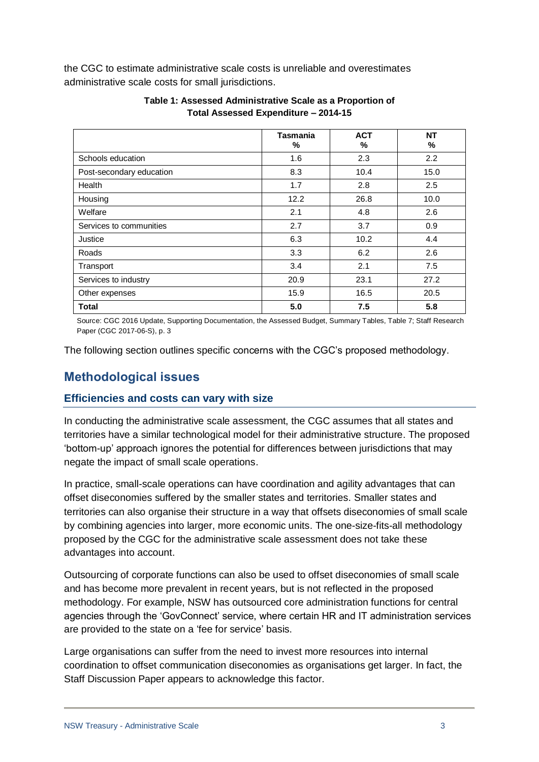the CGC to estimate administrative scale costs is unreliable and overestimates administrative scale costs for small jurisdictions.

**Table 1: Assessed Administrative Scale as a Proportion of Total Assessed Expenditure – 2014-15**

| | Tasmania % | ACT % | NT % |
|---|---|---|---|
| Schools education | 1.6 | 2.3 | 2.2 |
| Post-secondary education | 8.3 | 10.4 | 15.0 |
| Health | 1.7 | 2.8 | 2.5 |
| Housing | 12.2 | 26.8 | 10.0 |
| Welfare | 2.1 | 4.8 | 2.6 |
| Services to communities | 2.7 | 3.7 | 0.9 |
| Justice | 6.3 | 10.2 | 4.4 |
| Roads | 3.3 | 6.2 | 2.6 |
| Transport | 3.4 | 2.1 | 7.5 |
| Services to industry | 20.9 | 23.1 | 27.2 |
| Other expenses | 15.9 | 16.5 | 20.5 |
| **Total** | **5.0** | **7.5** | **5.8** |

Source: CGC 2016 Update, Supporting Documentation, the Assessed Budget, Summary Tables, Table 7; Staff Research Paper (CGC 2017-06-S), p. 3

The following section outlines specific concerns with the CGC's proposed methodology.

## Methodological issues

### Efficiencies and costs can vary with size

In conducting the administrative scale assessment, the CGC assumes that all states and territories have a similar technological model for their administrative structure. The proposed 'bottom-up' approach ignores the potential for differences between jurisdictions that may negate the impact of small scale operations.

In practice, small-scale operations can have coordination and agility advantages that can offset diseconomies suffered by the smaller states and territories. Smaller states and territories can also organise their structure in a way that offsets diseconomies of small scale by combining agencies into larger, more economic units. The one-size-fits-all methodology proposed by the CGC for the administrative scale assessment does not take these advantages into account.

Outsourcing of corporate functions can also be used to offset diseconomies of small scale and has become more prevalent in recent years, but is not reflected in the proposed methodology. For example, NSW has outsourced core administration functions for central agencies through the 'GovConnect' service, where certain HR and IT administration services are provided to the state on a 'fee for service' basis.

Large organisations can suffer from the need to invest more resources into internal coordination to offset communication diseconomies as organisations get larger. In fact, the Staff Discussion Paper appears to acknowledge this factor.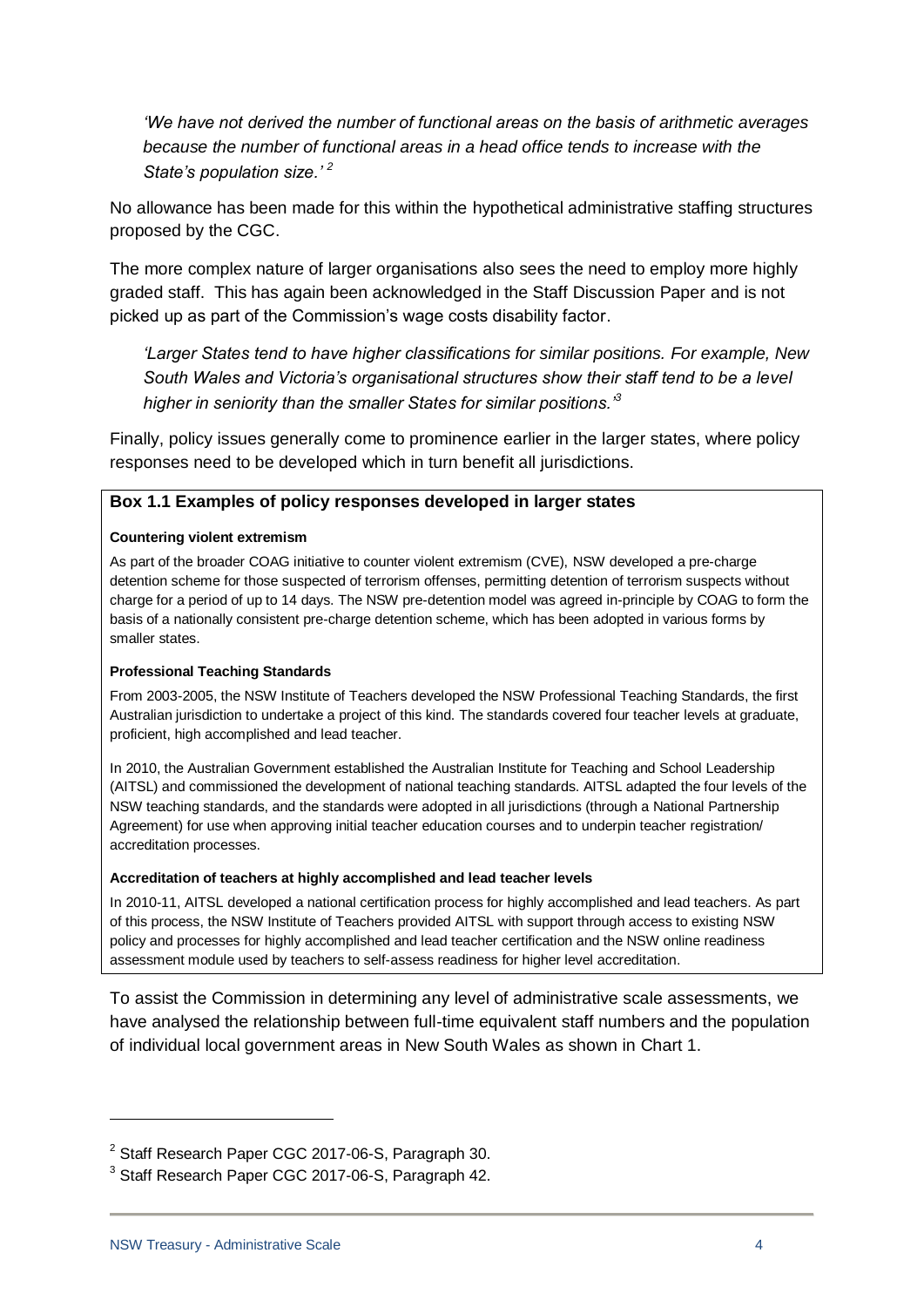*'We have not derived the number of functional areas on the basis of arithmetic averages because the number of functional areas in a head office tends to increase with the State's population size.'* [2]

No allowance has been made for this within the hypothetical administrative staffing structures proposed by the CGC.

The more complex nature of larger organisations also sees the need to employ more highly graded staff. This has again been acknowledged in the Staff Discussion Paper and is not picked up as part of the Commission's wage costs disability factor.

*'Larger States tend to have higher classifications for similar positions. For example, New South Wales and Victoria's organisational structures show their staff tend to be a level higher in seniority than the smaller States for similar positions.'* [3]

Finally, policy issues generally come to prominence earlier in the larger states, where policy responses need to be developed which in turn benefit all jurisdictions.

**Box 1.1 Examples of policy responses developed in larger states**

**Countering violent extremism**

As part of the broader COAG initiative to counter violent extremism (CVE), NSW developed a pre-charge detention scheme for those suspected of terrorism offenses, permitting detention of terrorism suspects without charge for a period of up to 14 days. The NSW pre-detention model was agreed in-principle by COAG to form the basis of a nationally consistent pre-charge detention scheme, which has been adopted in various forms by smaller states.

**Professional Teaching Standards**

From 2003-2005, the NSW Institute of Teachers developed the NSW Professional Teaching Standards, the first Australian jurisdiction to undertake a project of this kind. The standards covered four teacher levels at graduate, proficient, high accomplished and lead teacher.

In 2010, the Australian Government established the Australian Institute for Teaching and School Leadership (AITSL) and commissioned the development of national teaching standards. AITSL adapted the four levels of the NSW teaching standards, and the standards were adopted in all jurisdictions (through a National Partnership Agreement) for use when approving initial teacher education courses and to underpin teacher registration/ accreditation processes.

**Accreditation of teachers at highly accomplished and lead teacher levels**

In 2010-11, AITSL developed a national certification process for highly accomplished and lead teachers. As part of this process, the NSW Institute of Teachers provided AITSL with support through access to existing NSW policy and processes for highly accomplished and lead teacher certification and the NSW online readiness assessment module used by teachers to self-assess readiness for higher level accreditation.

To assist the Commission in determining any level of administrative scale assessments, we have analysed the relationship between full-time equivalent staff numbers and the population of individual local government areas in New South Wales as shown in Chart 1.

---

[2] Staff Research Paper CGC 2017-06-S, Paragraph 30.

[3] Staff Research Paper CGC 2017-06-S, Paragraph 42.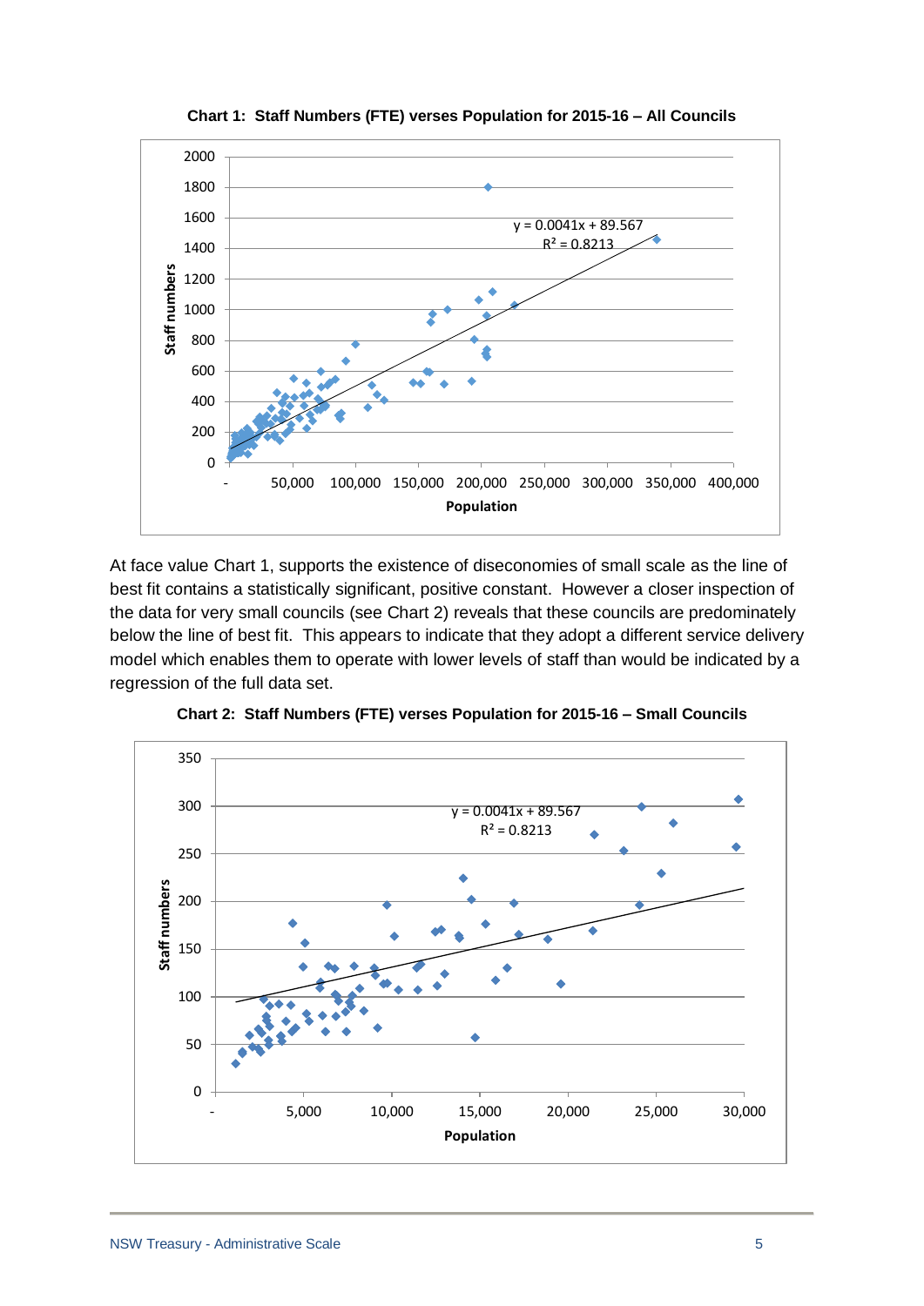**Chart 1: Staff Numbers (FTE) verses Population for 2015-16 – All Councils**

At face value Chart 1, supports the existence of diseconomies of small scale as the line of best fit contains a statistically significant, positive constant. However a closer inspection of the data for very small councils (see Chart 2) reveals that these councils are predominately below the line of best fit. This appears to indicate that they adopt a different service delivery model which enables them to operate with lower levels of staff than would be indicated by a regression of the full data set.

**Chart 2: Staff Numbers (FTE) verses Population for 2015-16 – Small Councils**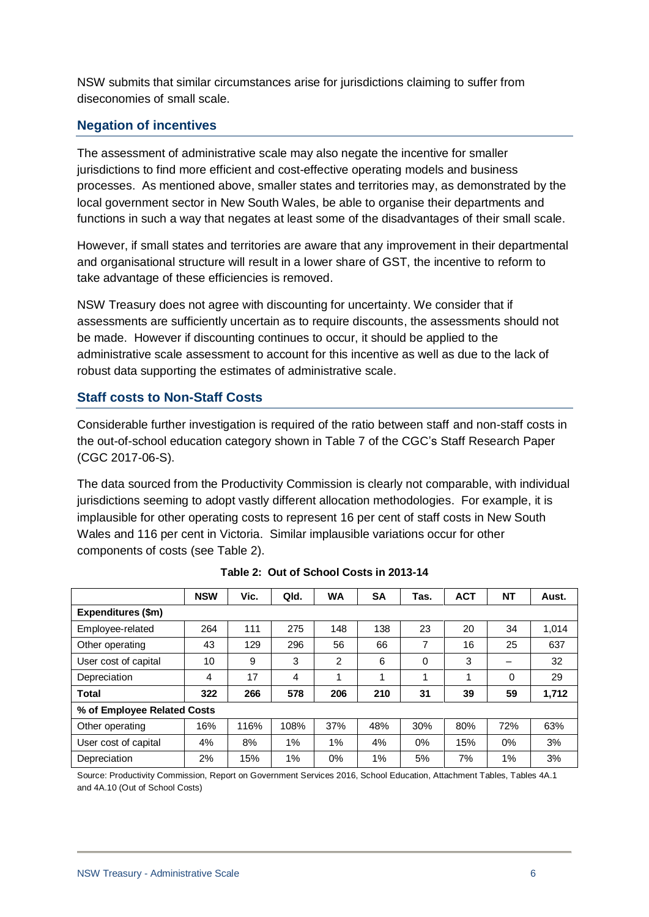NSW submits that similar circumstances arise for jurisdictions claiming to suffer from diseconomies of small scale.

## Negation of incentives

The assessment of administrative scale may also negate the incentive for smaller jurisdictions to find more efficient and cost-effective operating models and business processes. As mentioned above, smaller states and territories may, as demonstrated by the local government sector in New South Wales, be able to organise their departments and functions in such a way that negates at least some of the disadvantages of their small scale.

However, if small states and territories are aware that any improvement in their departmental and organisational structure will result in a lower share of GST, the incentive to reform to take advantage of these efficiencies is removed.

NSW Treasury does not agree with discounting for uncertainty. We consider that if assessments are sufficiently uncertain as to require discounts, the assessments should not be made. However if discounting continues to occur, it should be applied to the administrative scale assessment to account for this incentive as well as due to the lack of robust data supporting the estimates of administrative scale.

## Staff costs to Non-Staff Costs

Considerable further investigation is required of the ratio between staff and non-staff costs in the out-of-school education category shown in Table 7 of the CGC's Staff Research Paper (CGC 2017-06-S).

The data sourced from the Productivity Commission is clearly not comparable, with individual jurisdictions seeming to adopt vastly different allocation methodologies. For example, it is implausible for other operating costs to represent 16 per cent of staff costs in New South Wales and 116 per cent in Victoria. Similar implausible variations occur for other components of costs (see Table 2).

**Table 2: Out of School Costs in 2013-14**

| | NSW | Vic. | Qld. | WA | SA | Tas. | ACT | NT | Aust. |
|---|---|---|---|---|---|---|---|---|---|
| **Expenditures ($m)** | | | | | | | | | |
| Employee-related | 264 | 111 | 275 | 148 | 138 | 23 | 20 | 34 | 1,014 |
| Other operating | 43 | 129 | 296 | 56 | 66 | 7 | 16 | 25 | 637 |
| User cost of capital | 10 | 9 | 3 | 2 | 6 | 0 | 3 | – | 32 |
| Depreciation | 4 | 17 | 4 | 1 | 1 | 1 | 1 | 0 | 29 |
| **Total** | **322** | **266** | **578** | **206** | **210** | **31** | **39** | **59** | **1,712** |
| **% of Employee Related Costs** | | | | | | | | | |
| Other operating | 16% | 116% | 108% | 37% | 48% | 30% | 80% | 72% | 63% |
| User cost of capital | 4% | 8% | 1% | 1% | 4% | 0% | 15% | 0% | 3% |
| Depreciation | 2% | 15% | 1% | 0% | 1% | 5% | 7% | 1% | 3% |

Source: Productivity Commission, Report on Government Services 2016, School Education, Attachment Tables, Tables 4A.1 and 4A.10 (Out of School Costs)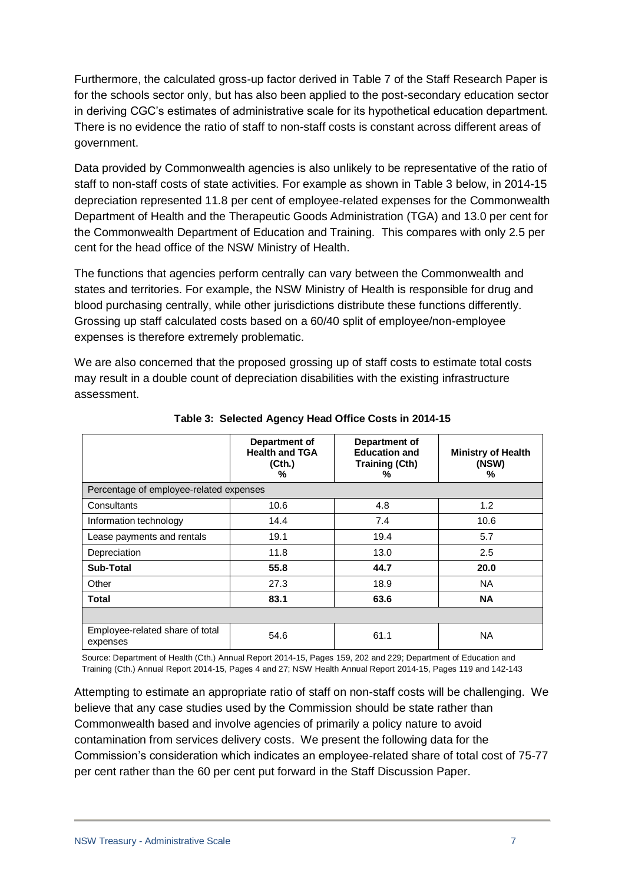Furthermore, the calculated gross-up factor derived in Table 7 of the Staff Research Paper is for the schools sector only, but has also been applied to the post-secondary education sector in deriving CGC's estimates of administrative scale for its hypothetical education department. There is no evidence the ratio of staff to non-staff costs is constant across different areas of government.

Data provided by Commonwealth agencies is also unlikely to be representative of the ratio of staff to non-staff costs of state activities. For example as shown in Table 3 below, in 2014-15 depreciation represented 11.8 per cent of employee-related expenses for the Commonwealth Department of Health and the Therapeutic Goods Administration (TGA) and 13.0 per cent for the Commonwealth Department of Education and Training. This compares with only 2.5 per cent for the head office of the NSW Ministry of Health.

The functions that agencies perform centrally can vary between the Commonwealth and states and territories. For example, the NSW Ministry of Health is responsible for drug and blood purchasing centrally, while other jurisdictions distribute these functions differently. Grossing up staff calculated costs based on a 60/40 split of employee/non-employee expenses is therefore extremely problematic.

We are also concerned that the proposed grossing up of staff costs to estimate total costs may result in a double count of depreciation disabilities with the existing infrastructure assessment.

**Table 3: Selected Agency Head Office Costs in 2014-15**

| | Department of Health and TGA (Cth.) % | Department of Education and Training (Cth) % | Ministry of Health (NSW) % |
|---|---|---|---|
| Percentage of employee-related expenses | | | |
| Consultants | 10.6 | 4.8 | 1.2 |
| Information technology | 14.4 | 7.4 | 10.6 |
| Lease payments and rentals | 19.1 | 19.4 | 5.7 |
| Depreciation | 11.8 | 13.0 | 2.5 |
| **Sub-Total** | **55.8** | **44.7** | **20.0** |
| Other | 27.3 | 18.9 | NA |
| **Total** | **83.1** | **63.6** | **NA** |
| | | | |
| Employee-related share of total expenses | 54.6 | 61.1 | NA |

Source: Department of Health (Cth.) Annual Report 2014-15, Pages 159, 202 and 229; Department of Education and Training (Cth.) Annual Report 2014-15, Pages 4 and 27; NSW Health Annual Report 2014-15, Pages 119 and 142-143

Attempting to estimate an appropriate ratio of staff on non-staff costs will be challenging. We believe that any case studies used by the Commission should be state rather than Commonwealth based and involve agencies of primarily a policy nature to avoid contamination from services delivery costs. We present the following data for the Commission's consideration which indicates an employee-related share of total cost of 75-77 per cent rather than the 60 per cent put forward in the Staff Discussion Paper.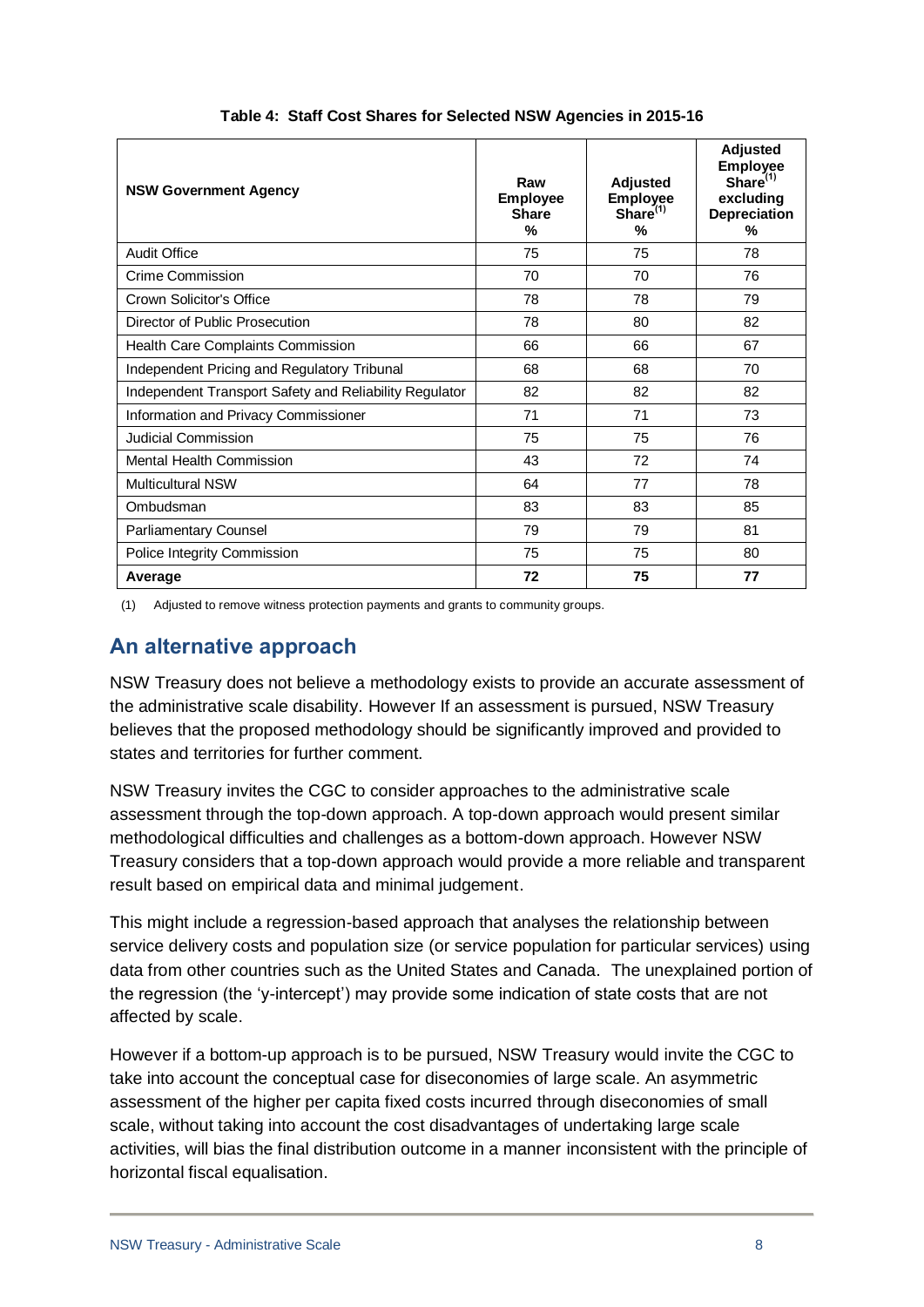**Table 4: Staff Cost Shares for Selected NSW Agencies in 2015-16**

| NSW Government Agency | Raw Employee Share % | Adjusted Employee Share[(1)] % | Adjusted Employee Share[(1)] excluding Depreciation % |
|---|---|---|---|
| Audit Office | 75 | 75 | 78 |
| Crime Commission | 70 | 70 | 76 |
| Crown Solicitor's Office | 78 | 78 | 79 |
| Director of Public Prosecution | 78 | 80 | 82 |
| Health Care Complaints Commission | 66 | 66 | 67 |
| Independent Pricing and Regulatory Tribunal | 68 | 68 | 70 |
| Independent Transport Safety and Reliability Regulator | 82 | 82 | 82 |
| Information and Privacy Commissioner | 71 | 71 | 73 |
| Judicial Commission | 75 | 75 | 76 |
| Mental Health Commission | 43 | 72 | 74 |
| Multicultural NSW | 64 | 77 | 78 |
| Ombudsman | 83 | 83 | 85 |
| Parliamentary Counsel | 79 | 79 | 81 |
| Police Integrity Commission | 75 | 75 | 80 |
| **Average** | **72** | **75** | **77** |

(1) Adjusted to remove witness protection payments and grants to community groups.

## An alternative approach

NSW Treasury does not believe a methodology exists to provide an accurate assessment of the administrative scale disability. However If an assessment is pursued, NSW Treasury believes that the proposed methodology should be significantly improved and provided to states and territories for further comment.

NSW Treasury invites the CGC to consider approaches to the administrative scale assessment through the top-down approach. A top-down approach would present similar methodological difficulties and challenges as a bottom-down approach. However NSW Treasury considers that a top-down approach would provide a more reliable and transparent result based on empirical data and minimal judgement.

This might include a regression-based approach that analyses the relationship between service delivery costs and population size (or service population for particular services) using data from other countries such as the United States and Canada. The unexplained portion of the regression (the 'y-intercept') may provide some indication of state costs that are not affected by scale.

However if a bottom-up approach is to be pursued, NSW Treasury would invite the CGC to take into account the conceptual case for diseconomies of large scale. An asymmetric assessment of the higher per capita fixed costs incurred through diseconomies of small scale, without taking into account the cost disadvantages of undertaking large scale activities, will bias the final distribution outcome in a manner inconsistent with the principle of horizontal fiscal equalisation.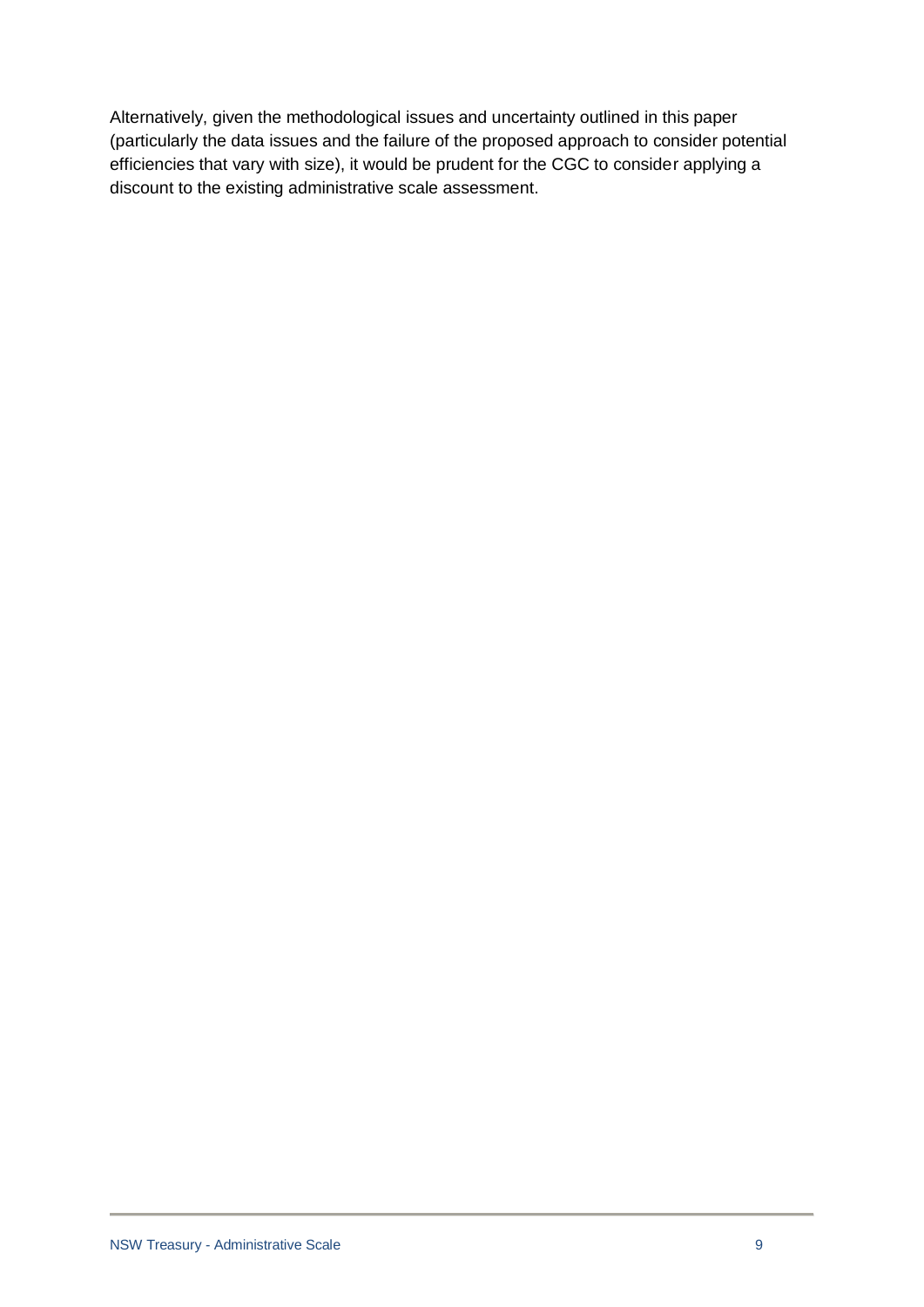Alternatively, given the methodological issues and uncertainty outlined in this paper (particularly the data issues and the failure of the proposed approach to consider potential efficiencies that vary with size), it would be prudent for the CGC to consider applying a discount to the existing administrative scale assessment.